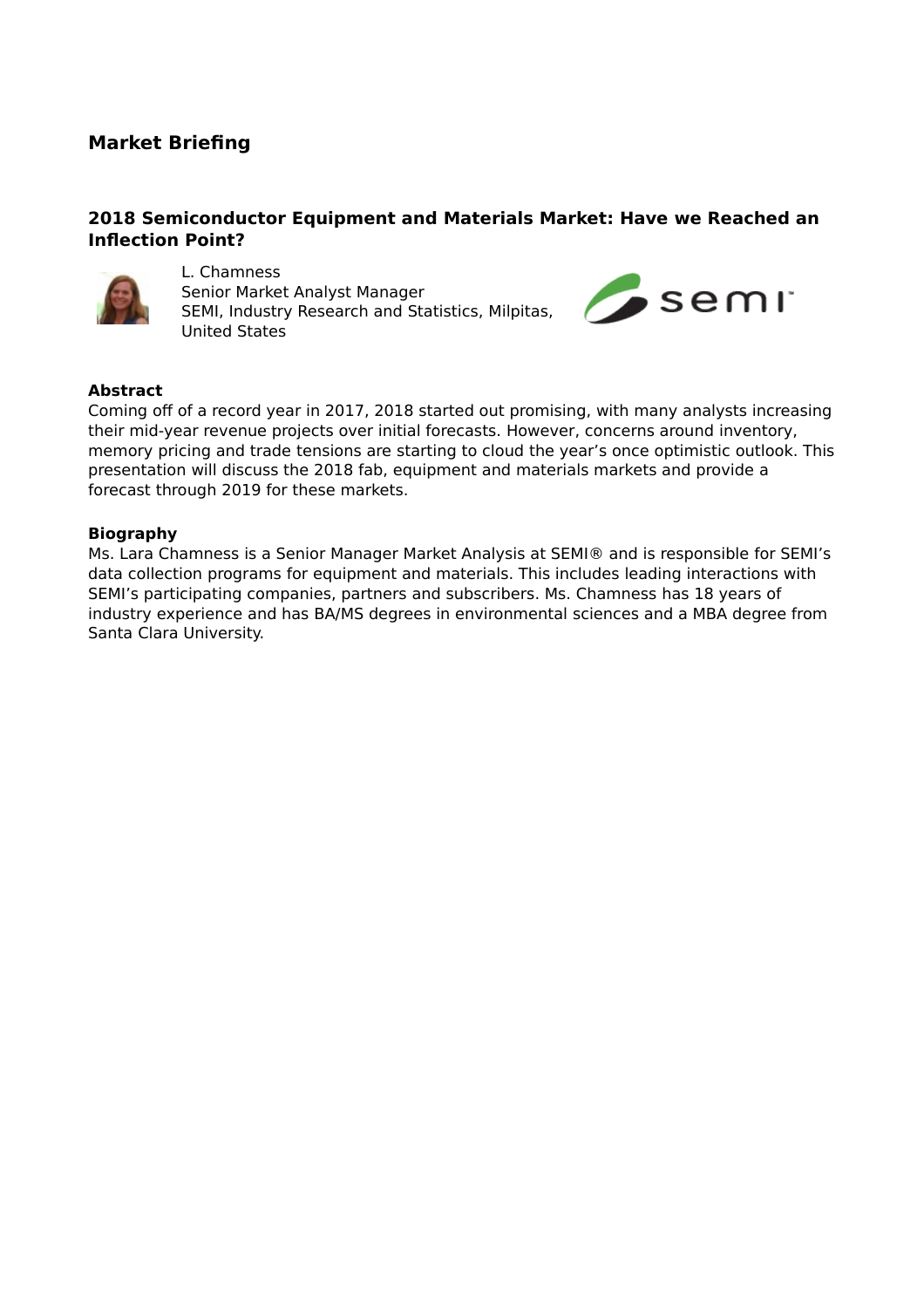## Market Briefing

### 2018 Semiconductor Equipment and Materials Market: Have we Reached an Inflection Point?

L. Chamness
Senior Market Analyst Manager
SEMI, Industry Research and Statistics, Milpitas, United States

**Abstract**

Coming off of a record year in 2017, 2018 started out promising, with many analysts increasing their mid-year revenue projects over initial forecasts. However, concerns around inventory, memory pricing and trade tensions are starting to cloud the year's once optimistic outlook. This presentation will discuss the 2018 fab, equipment and materials markets and provide a forecast through 2019 for these markets.

**Biography**

Ms. Lara Chamness is a Senior Manager Market Analysis at SEMI® and is responsible for SEMI's data collection programs for equipment and materials. This includes leading interactions with SEMI's participating companies, partners and subscribers. Ms. Chamness has 18 years of industry experience and has BA/MS degrees in environmental sciences and a MBA degree from Santa Clara University.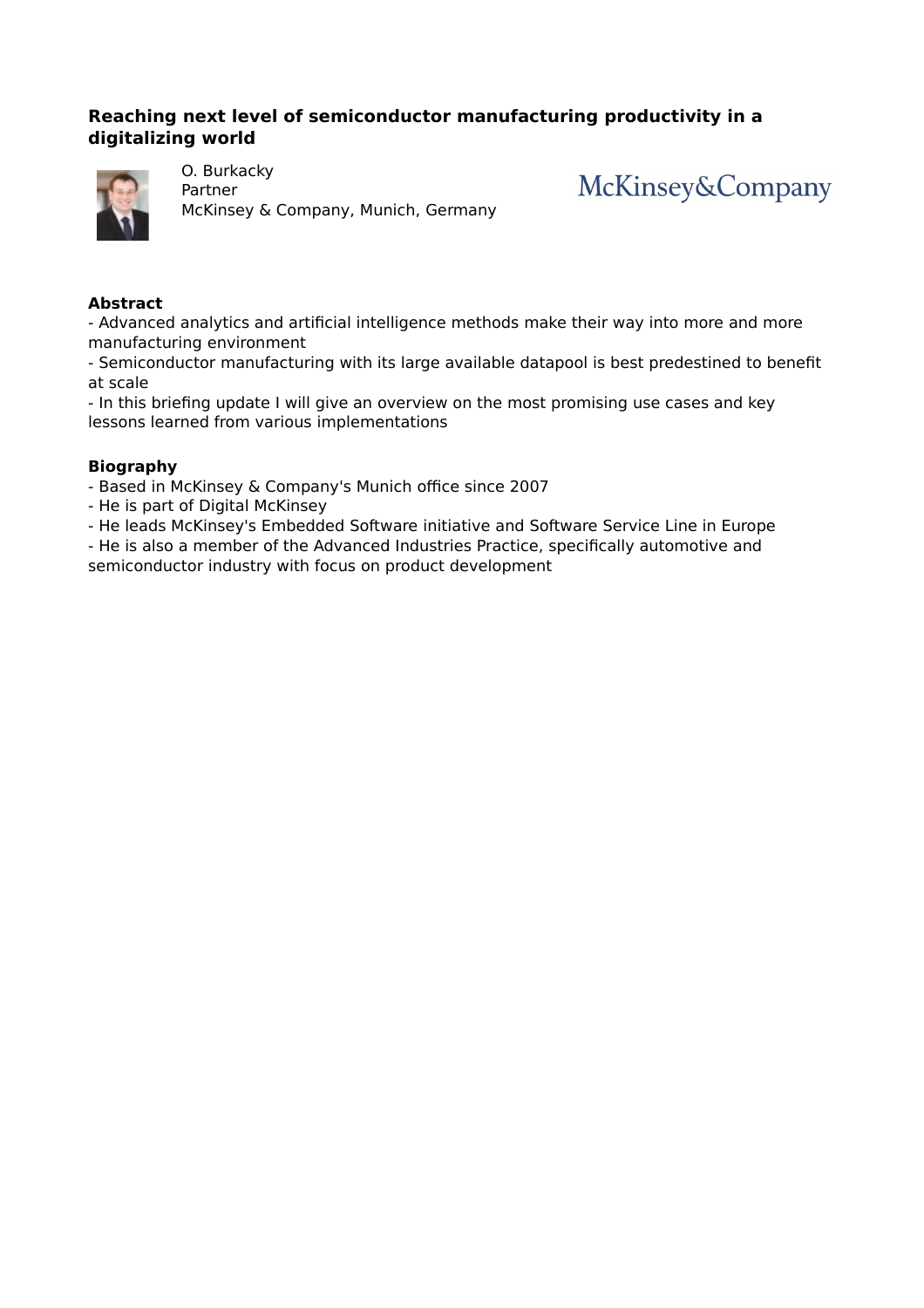# Reaching next level of semiconductor manufacturing productivity in a digitalizing world

O. Burkacky
Partner
McKinsey & Company, Munich, Germany

McKinsey&Company

**Abstract**

- Advanced analytics and artificial intelligence methods make their way into more and more manufacturing environment
- Semiconductor manufacturing with its large available datapool is best predestined to benefit at scale
- In this briefing update I will give an overview on the most promising use cases and key lessons learned from various implementations

**Biography**

- Based in McKinsey & Company's Munich office since 2007
- He is part of Digital McKinsey
- He leads McKinsey's Embedded Software initiative and Software Service Line in Europe
- He is also a member of the Advanced Industries Practice, specifically automotive and semiconductor industry with focus on product development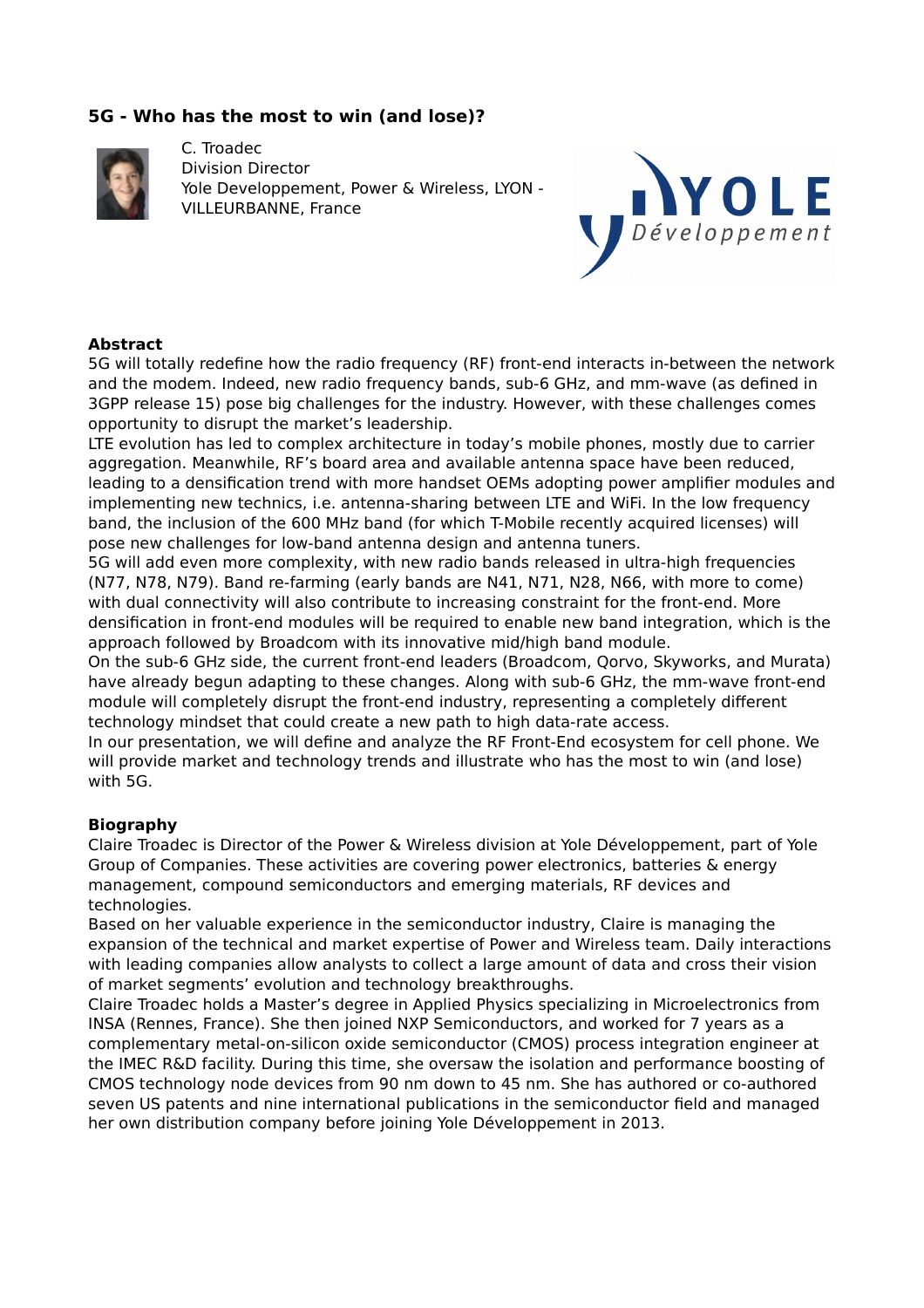# 5G - Who has the most to win (and lose)?

C. Troadec
Division Director
Yole Developpement, Power & Wireless, LYON - VILLEURBANNE, France

## Abstract

5G will totally redefine how the radio frequency (RF) front-end interacts in-between the network and the modem. Indeed, new radio frequency bands, sub-6 GHz, and mm-wave (as defined in 3GPP release 15) pose big challenges for the industry. However, with these challenges comes opportunity to disrupt the market's leadership.
LTE evolution has led to complex architecture in today's mobile phones, mostly due to carrier aggregation. Meanwhile, RF's board area and available antenna space have been reduced, leading to a densification trend with more handset OEMs adopting power amplifier modules and implementing new technics, i.e. antenna-sharing between LTE and WiFi. In the low frequency band, the inclusion of the 600 MHz band (for which T-Mobile recently acquired licenses) will pose new challenges for low-band antenna design and antenna tuners.
5G will add even more complexity, with new radio bands released in ultra-high frequencies (N77, N78, N79). Band re-farming (early bands are N41, N71, N28, N66, with more to come) with dual connectivity will also contribute to increasing constraint for the front-end. More densification in front-end modules will be required to enable new band integration, which is the approach followed by Broadcom with its innovative mid/high band module.
On the sub-6 GHz side, the current front-end leaders (Broadcom, Qorvo, Skyworks, and Murata) have already begun adapting to these changes. Along with sub-6 GHz, the mm-wave front-end module will completely disrupt the front-end industry, representing a completely different technology mindset that could create a new path to high data-rate access.
In our presentation, we will define and analyze the RF Front-End ecosystem for cell phone. We will provide market and technology trends and illustrate who has the most to win (and lose) with 5G.

## Biography

Claire Troadec is Director of the Power & Wireless division at Yole Développement, part of Yole Group of Companies. These activities are covering power electronics, batteries & energy management, compound semiconductors and emerging materials, RF devices and technologies.
Based on her valuable experience in the semiconductor industry, Claire is managing the expansion of the technical and market expertise of Power and Wireless team. Daily interactions with leading companies allow analysts to collect a large amount of data and cross their vision of market segments' evolution and technology breakthroughs.
Claire Troadec holds a Master's degree in Applied Physics specializing in Microelectronics from INSA (Rennes, France). She then joined NXP Semiconductors, and worked for 7 years as a complementary metal-on-silicon oxide semiconductor (CMOS) process integration engineer at the IMEC R&D facility. During this time, she oversaw the isolation and performance boosting of CMOS technology node devices from 90 nm down to 45 nm. She has authored or co-authored seven US patents and nine international publications in the semiconductor field and managed her own distribution company before joining Yole Développement in 2013.